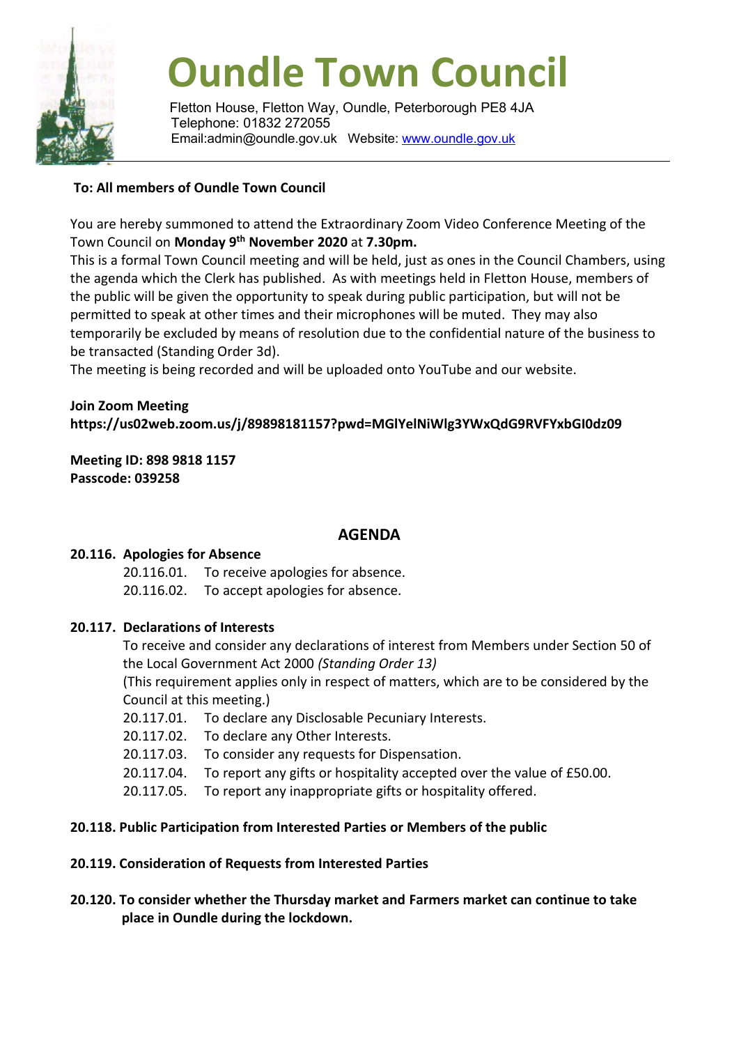# Oundle Town Council

Fletton House, Fletton Way, Oundle, Peterborough PE8 4JA
Telephone: 01832 272055
Email:admin@oundle.gov.uk   Website: www.oundle.gov.uk

**To: All members of Oundle Town Council**

You are hereby summoned to attend the Extraordinary Zoom Video Conference Meeting of the Town Council on **Monday 9th November 2020** at **7.30pm.**

This is a formal Town Council meeting and will be held, just as ones in the Council Chambers, using the agenda which the Clerk has published. As with meetings held in Fletton House, members of the public will be given the opportunity to speak during public participation, but will not be permitted to speak at other times and their microphones will be muted. They may also temporarily be excluded by means of resolution due to the confidential nature of the business to be transacted (Standing Order 3d).

The meeting is being recorded and will be uploaded onto YouTube and our website.

**Join Zoom Meeting**
**https://us02web.zoom.us/j/89898181157?pwd=MGlYelNiWlg3YWxQdG9RVFYxbGI0dz09**

**Meeting ID: 898 9818 1157**
**Passcode: 039258**

## AGENDA

**20.116. Apologies for Absence**

20.116.01. To receive apologies for absence.
20.116.02. To accept apologies for absence.

**20.117. Declarations of Interests**

To receive and consider any declarations of interest from Members under Section 50 of the Local Government Act 2000 *(Standing Order 13)*
(This requirement applies only in respect of matters, which are to be considered by the Council at this meeting.)

20.117.01. To declare any Disclosable Pecuniary Interests.
20.117.02. To declare any Other Interests.
20.117.03. To consider any requests for Dispensation.
20.117.04. To report any gifts or hospitality accepted over the value of £50.00.
20.117.05. To report any inappropriate gifts or hospitality offered.

**20.118. Public Participation from Interested Parties or Members of the public**

**20.119. Consideration of Requests from Interested Parties**

**20.120. To consider whether the Thursday market and Farmers market can continue to take place in Oundle during the lockdown.**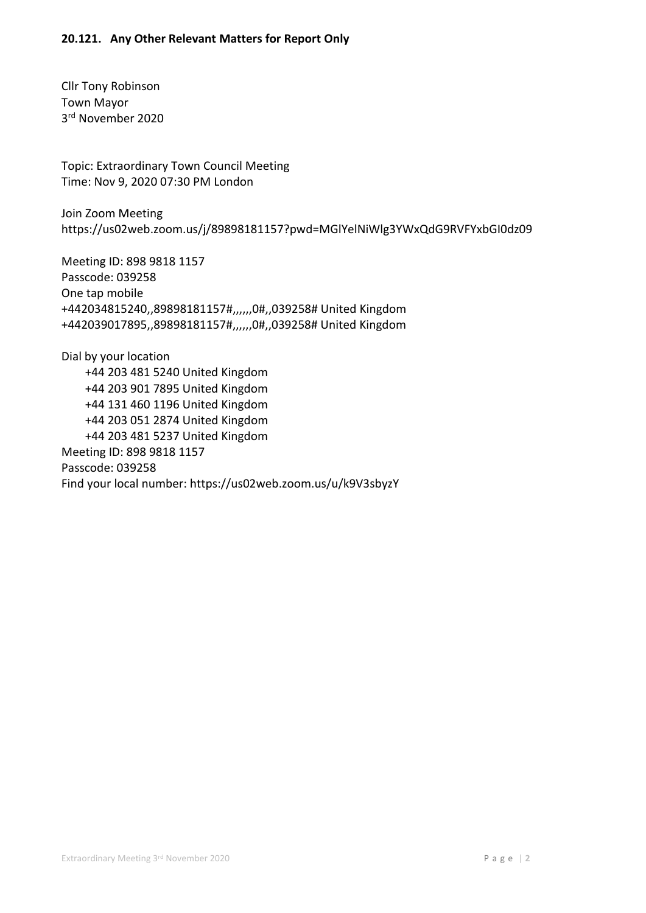### 20.121. Any Other Relevant Matters for Report Only

Cllr Tony Robinson
Town Mayor
3rd November 2020

Topic: Extraordinary Town Council Meeting
Time: Nov 9, 2020 07:30 PM London

Join Zoom Meeting
https://us02web.zoom.us/j/89898181157?pwd=MGlYelNiWlg3YWxQdG9RVFYxbGI0dz09

Meeting ID: 898 9818 1157
Passcode: 039258
One tap mobile
+442034815240,,89898181157#,,,,,,0#,,039258# United Kingdom
+442039017895,,89898181157#,,,,,,0#,,039258# United Kingdom

Dial by your location
+44 203 481 5240 United Kingdom
+44 203 901 7895 United Kingdom
+44 131 460 1196 United Kingdom
+44 203 051 2874 United Kingdom
+44 203 481 5237 United Kingdom
Meeting ID: 898 9818 1157
Passcode: 039258
Find your local number: https://us02web.zoom.us/u/k9V3sbyzY